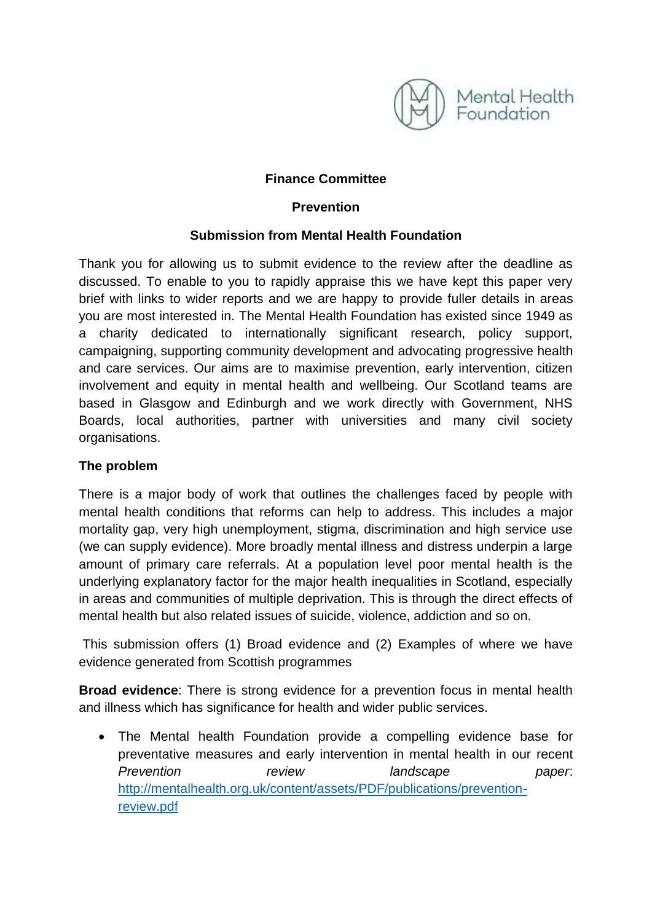**Finance Committee**

**Prevention**

**Submission from Mental Health Foundation**

Thank you for allowing us to submit evidence to the review after the deadline as discussed. To enable to you to rapidly appraise this we have kept this paper very brief with links to wider reports and we are happy to provide fuller details in areas you are most interested in. The Mental Health Foundation has existed since 1949 as a charity dedicated to internationally significant research, policy support, campaigning, supporting community development and advocating progressive health and care services. Our aims are to maximise prevention, early intervention, citizen involvement and equity in mental health and wellbeing. Our Scotland teams are based in Glasgow and Edinburgh and we work directly with Government, NHS Boards, local authorities, partner with universities and many civil society organisations.

**The problem**

There is a major body of work that outlines the challenges faced by people with mental health conditions that reforms can help to address. This includes a major mortality gap, very high unemployment, stigma, discrimination and high service use (we can supply evidence). More broadly mental illness and distress underpin a large amount of primary care referrals. At a population level poor mental health is the underlying explanatory factor for the major health inequalities in Scotland, especially in areas and communities of multiple deprivation. This is through the direct effects of mental health but also related issues of suicide, violence, addiction and so on.

This submission offers (1) Broad evidence and (2) Examples of where we have evidence generated from Scottish programmes

**Broad evidence**: There is strong evidence for a prevention focus in mental health and illness which has significance for health and wider public services.

- The Mental health Foundation provide a compelling evidence base for preventative measures and early intervention in mental health in our recent *Prevention review landscape paper*: http://mentalhealth.org.uk/content/assets/PDF/publications/prevention-review.pdf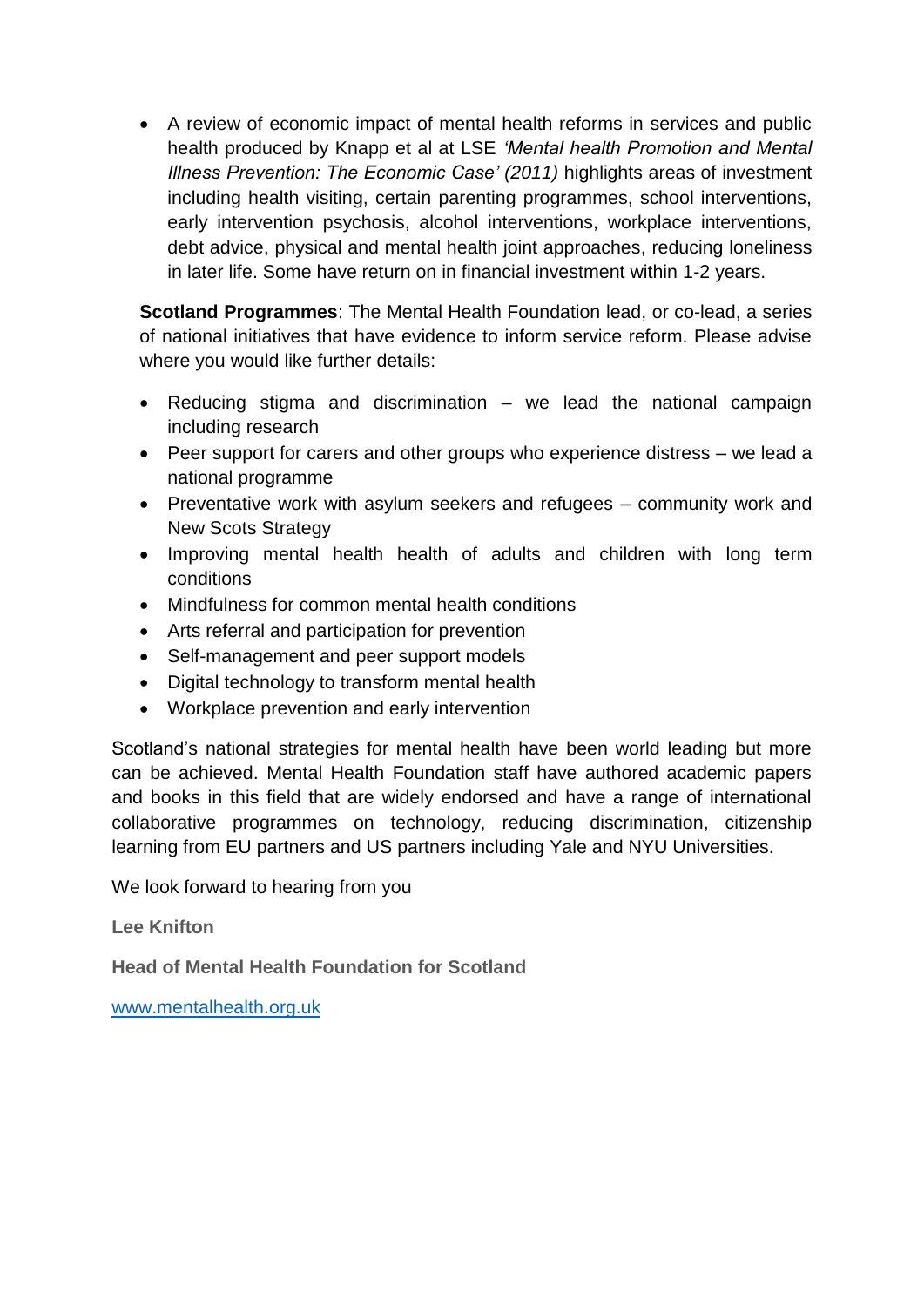- A review of economic impact of mental health reforms in services and public health produced by Knapp et al at LSE *'Mental health Promotion and Mental Illness Prevention: The Economic Case' (2011)* highlights areas of investment including health visiting, certain parenting programmes, school interventions, early intervention psychosis, alcohol interventions, workplace interventions, debt advice, physical and mental health joint approaches, reducing loneliness in later life. Some have return on in financial investment within 1-2 years.

**Scotland Programmes**: The Mental Health Foundation lead, or co-lead, a series of national initiatives that have evidence to inform service reform. Please advise where you would like further details:

- Reducing stigma and discrimination – we lead the national campaign including research
- Peer support for carers and other groups who experience distress – we lead a national programme
- Preventative work with asylum seekers and refugees – community work and New Scots Strategy
- Improving mental health health of adults and children with long term conditions
- Mindfulness for common mental health conditions
- Arts referral and participation for prevention
- Self-management and peer support models
- Digital technology to transform mental health
- Workplace prevention and early intervention

Scotland's national strategies for mental health have been world leading but more can be achieved. Mental Health Foundation staff have authored academic papers and books in this field that are widely endorsed and have a range of international collaborative programmes on technology, reducing discrimination, citizenship learning from EU partners and US partners including Yale and NYU Universities.

We look forward to hearing from you

**Lee Knifton**

**Head of Mental Health Foundation for Scotland**

[www.mentalhealth.org.uk](www.mentalhealth.org.uk)